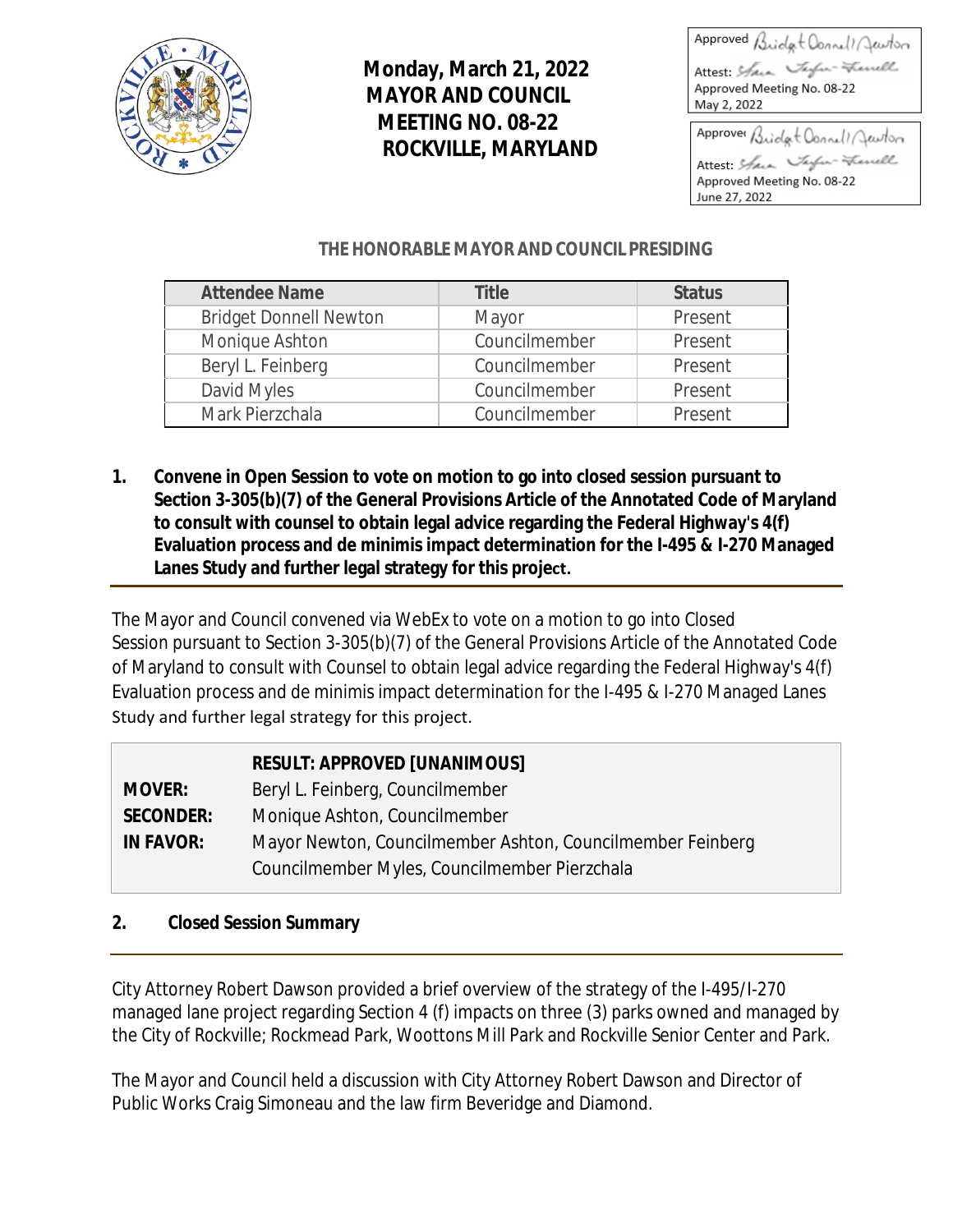# Monday, March 21, 2022
# MAYOR AND COUNCIL
# MEETING NO. 08-22
# ROCKVILLE, MARYLAND

Approved Bridget Donnell Newton
Attest: Sara Taylor-Ferrell
Approved Meeting No. 08-22
May 2, 2022

Approved Bridget Donnell Newton
Attest: Sara Taylor-Ferrell
Approved Meeting No. 08-22
June 27, 2022

### THE HONORABLE MAYOR AND COUNCIL PRESIDING

| Attendee Name | Title | Status |
|---|---|---|
| Bridget Donnell Newton | Mayor | Present |
| Monique Ashton | Councilmember | Present |
| Beryl L. Feinberg | Councilmember | Present |
| David Myles | Councilmember | Present |
| Mark Pierzchala | Councilmember | Present |

**1. Convene in Open Session to vote on motion to go into closed session pursuant to Section 3-305(b)(7) of the General Provisions Article of the Annotated Code of Maryland to consult with counsel to obtain legal advice regarding the Federal Highway's 4(f) Evaluation process and de minimis impact determination for the I-495 & I-270 Managed Lanes Study and further legal strategy for this project.**

The Mayor and Council convened via WebEx to vote on a motion to go into Closed Session pursuant to Section 3-305(b)(7) of the General Provisions Article of the Annotated Code of Maryland to consult with Counsel to obtain legal advice regarding the Federal Highway's 4(f) Evaluation process and de minimis impact determination for the I-495 & I-270 Managed Lanes Study and further legal strategy for this project.

| | RESULT: APPROVED [UNANIMOUS] |
|---|---|
| **MOVER:** | Beryl L. Feinberg, Councilmember |
| **SECONDER:** | Monique Ashton, Councilmember |
| **IN FAVOR:** | Mayor Newton, Councilmember Ashton, Councilmember Feinberg Councilmember Myles, Councilmember Pierzchala |

**2. Closed Session Summary**

City Attorney Robert Dawson provided a brief overview of the strategy of the I-495/I-270 managed lane project regarding Section 4 (f) impacts on three (3) parks owned and managed by the City of Rockville; Rockmead Park, Woottons Mill Park and Rockville Senior Center and Park.

The Mayor and Council held a discussion with City Attorney Robert Dawson and Director of Public Works Craig Simoneau and the law firm Beveridge and Diamond.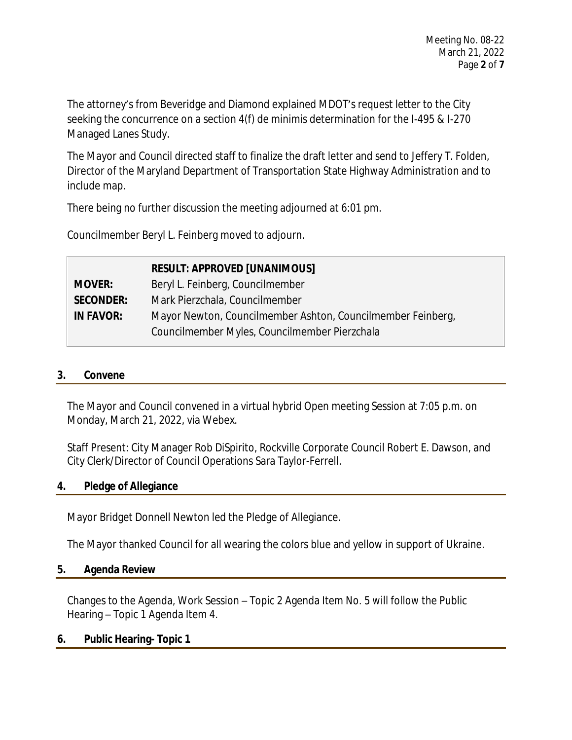The attorney's from Beveridge and Diamond explained MDOT's request letter to the City seeking the concurrence on a section 4(f) de minimis determination for the I-495 & I-270 Managed Lanes Study.

The Mayor and Council directed staff to finalize the draft letter and send to Jeffery T. Folden, Director of the Maryland Department of Transportation State Highway Administration and to include map.

There being no further discussion the meeting adjourned at 6:01 pm.

Councilmember Beryl L. Feinberg moved to adjourn.

| | **RESULT: APPROVED [UNANIMOUS]** |
|---|---|
| **MOVER:** | Beryl L. Feinberg, Councilmember |
| **SECONDER:** | Mark Pierzchala, Councilmember |
| **IN FAVOR:** | Mayor Newton, Councilmember Ashton, Councilmember Feinberg, Councilmember Myles, Councilmember Pierzchala |

## 3. Convene

The Mayor and Council convened in a virtual hybrid Open meeting Session at 7:05 p.m. on Monday, March 21, 2022, via Webex.

Staff Present: City Manager Rob DiSpirito, Rockville Corporate Council Robert E. Dawson, and City Clerk/Director of Council Operations Sara Taylor-Ferrell.

## 4. Pledge of Allegiance

Mayor Bridget Donnell Newton led the Pledge of Allegiance.

The Mayor thanked Council for all wearing the colors blue and yellow in support of Ukraine.

## 5. Agenda Review

Changes to the Agenda, Work Session – Topic 2 Agenda Item No. 5 will follow the Public Hearing – Topic 1 Agenda Item 4.

## 6. Public Hearing- Topic 1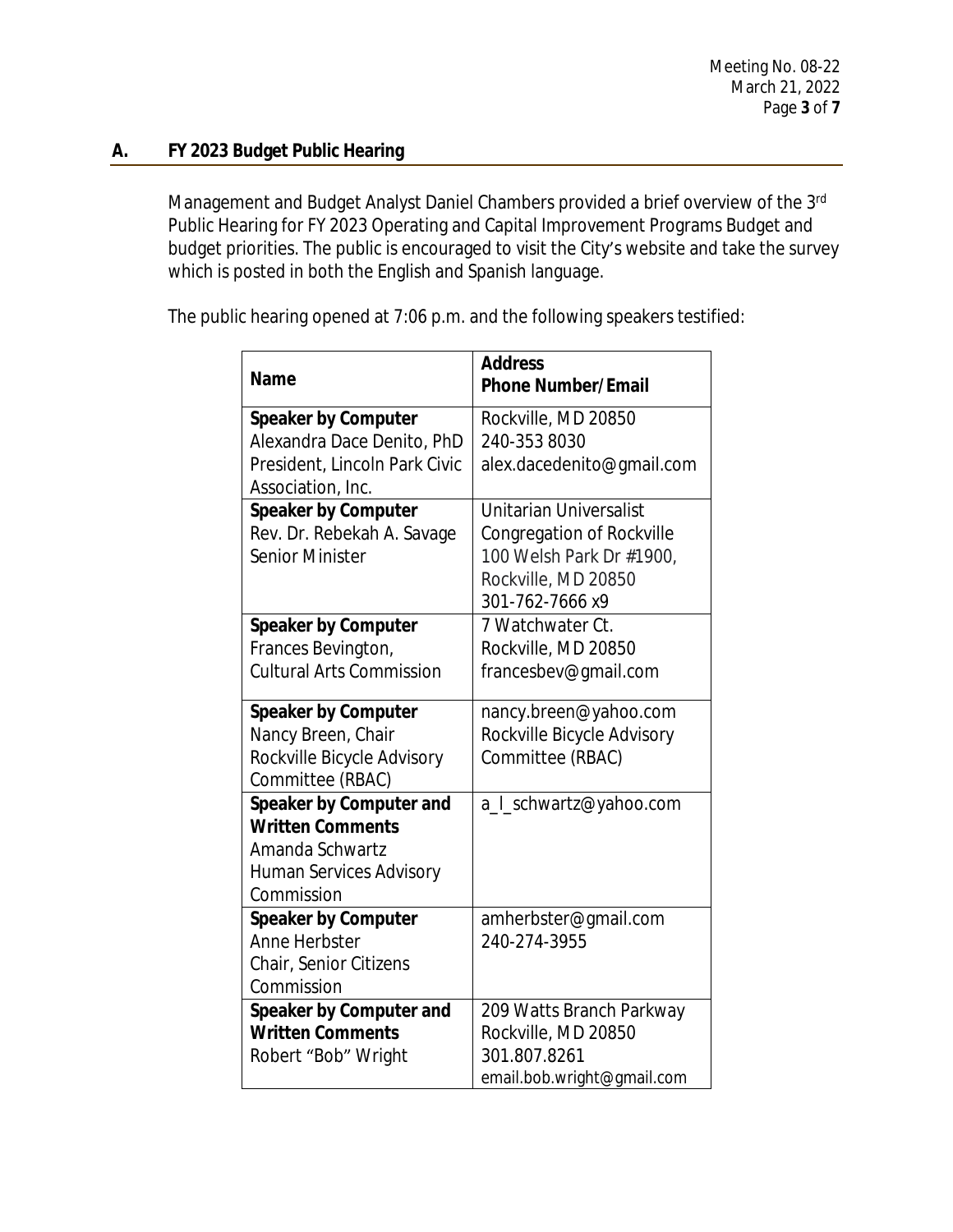## A. FY 2023 Budget Public Hearing

Management and Budget Analyst Daniel Chambers provided a brief overview of the 3rd Public Hearing for FY 2023 Operating and Capital Improvement Programs Budget and budget priorities. The public is encouraged to visit the City's website and take the survey which is posted in both the English and Spanish language.

The public hearing opened at 7:06 p.m. and the following speakers testified:

| Name | Address<br>Phone Number/Email |
|---|---|
| **Speaker by Computer**<br>Alexandra Dace Denito, PhD<br>President, Lincoln Park Civic Association, Inc. | Rockville, MD 20850<br>240-353 8030<br>alex.dacedenito@gmail.com |
| **Speaker by Computer**<br>Rev. Dr. Rebekah A. Savage<br>Senior Minister | Unitarian Universalist Congregation of Rockville<br>100 Welsh Park Dr #1900,<br>Rockville, MD 20850<br>301-762-7666 x9 |
| **Speaker by Computer**<br>Frances Bevington,<br>Cultural Arts Commission | 7 Watchwater Ct.<br>Rockville, MD 20850<br>francesbev@gmail.com |
| **Speaker by Computer**<br>Nancy Breen, Chair<br>Rockville Bicycle Advisory Committee (RBAC) | nancy.breen@yahoo.com<br>Rockville Bicycle Advisory Committee (RBAC) |
| **Speaker by Computer and Written Comments**<br>Amanda Schwartz<br>Human Services Advisory Commission | a_l_schwartz@yahoo.com |
| **Speaker by Computer**<br>Anne Herbster<br>Chair, Senior Citizens Commission | amherbster@gmail.com<br>240-274-3955 |
| **Speaker by Computer and Written Comments**<br>Robert "Bob" Wright | 209 Watts Branch Parkway<br>Rockville, MD 20850<br>301.807.8261<br>email.bob.wright@gmail.com |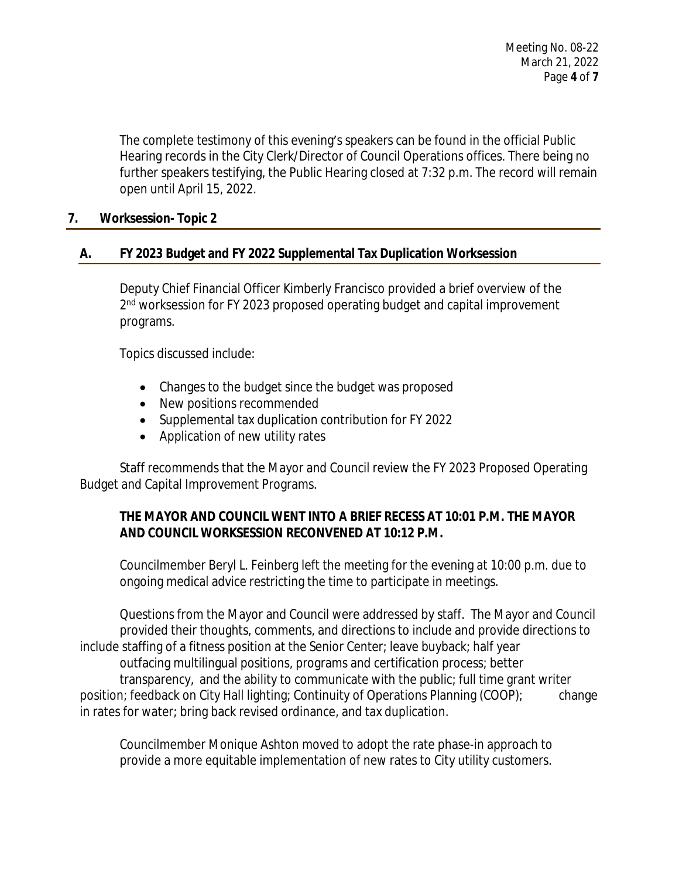The complete testimony of this evening's speakers can be found in the official Public Hearing records in the City Clerk/Director of Council Operations offices. There being no further speakers testifying, the Public Hearing closed at 7:32 p.m. The record will remain open until April 15, 2022.

## 7. Worksession- Topic 2

### A. FY 2023 Budget and FY 2022 Supplemental Tax Duplication Worksession

Deputy Chief Financial Officer Kimberly Francisco provided a brief overview of the 2nd worksession for FY 2023 proposed operating budget and capital improvement programs.

Topics discussed include:

- Changes to the budget since the budget was proposed
- New positions recommended
- Supplemental tax duplication contribution for FY 2022
- Application of new utility rates

Staff recommends that the Mayor and Council review the FY 2023 Proposed Operating Budget and Capital Improvement Programs.

**THE MAYOR AND COUNCIL WENT INTO A BRIEF RECESS AT 10:01 P.M. THE MAYOR AND COUNCIL WORKSESSION RECONVENED AT 10:12 P.M.**

Councilmember Beryl L. Feinberg left the meeting for the evening at 10:00 p.m. due to ongoing medical advice restricting the time to participate in meetings.

Questions from the Mayor and Council were addressed by staff. The Mayor and Council provided their thoughts, comments, and directions to include and provide directions to include staffing of a fitness position at the Senior Center; leave buyback; half year outfacing multilingual positions, programs and certification process; better transparency, and the ability to communicate with the public; full time grant writer position; feedback on City Hall lighting; Continuity of Operations Planning (COOP); change in rates for water; bring back revised ordinance, and tax duplication.

Councilmember Monique Ashton moved to adopt the rate phase-in approach to provide a more equitable implementation of new rates to City utility customers.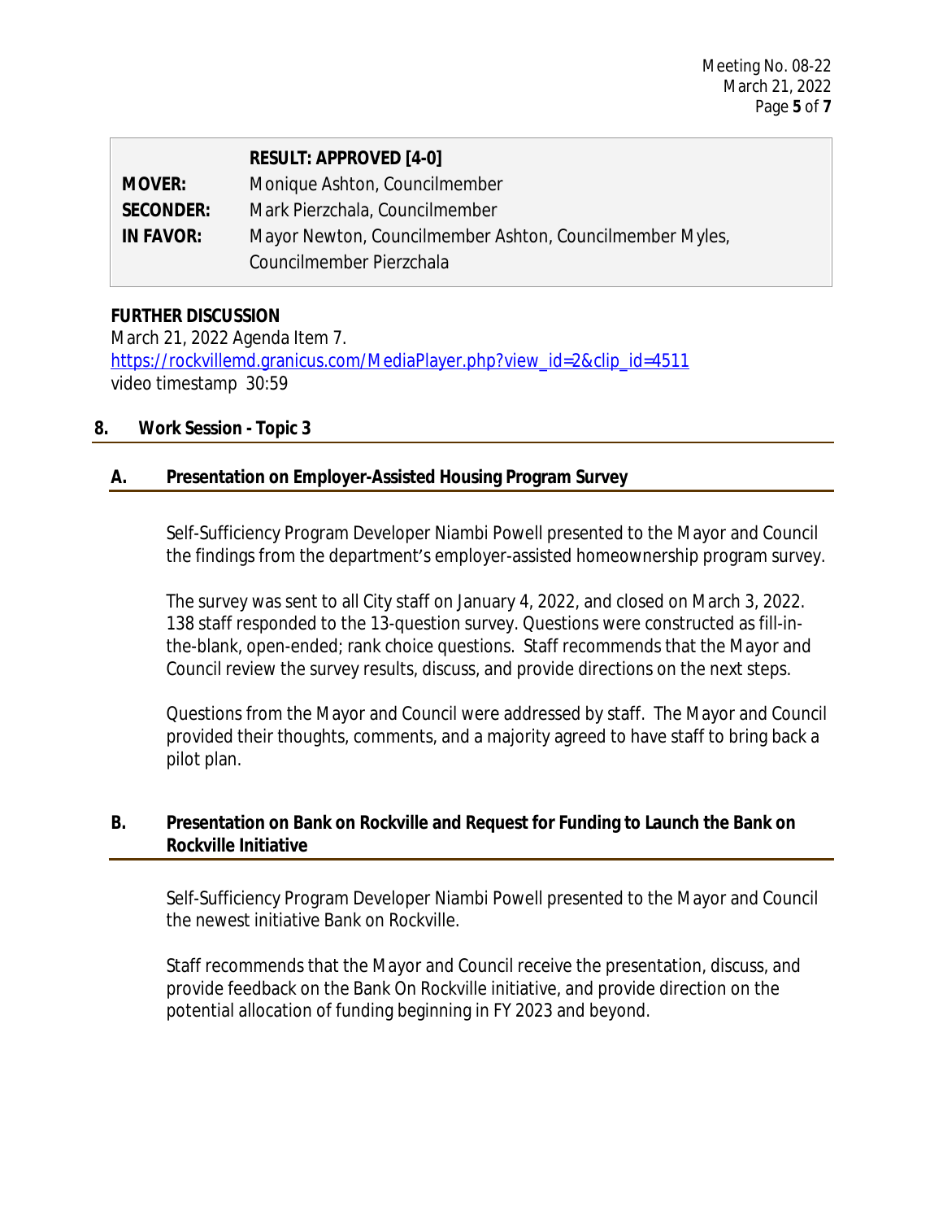| | RESULT: APPROVED [4-0] |
|---|---|
| **MOVER:** | Monique Ashton, Councilmember |
| **SECONDER:** | Mark Pierzchala, Councilmember |
| **IN FAVOR:** | Mayor Newton, Councilmember Ashton, Councilmember Myles, Councilmember Pierzchala |

**FURTHER DISCUSSION**
March 21, 2022 Agenda Item 7.
[https://rockvillemd.granicus.com/MediaPlayer.php?view_id=2&clip_id=4511](https://rockvillemd.granicus.com/MediaPlayer.php?view_id=2&clip_id=4511)
video timestamp 30:59

## 8. Work Session - Topic 3

### A. Presentation on Employer-Assisted Housing Program Survey

Self-Sufficiency Program Developer Niambi Powell presented to the Mayor and Council the findings from the department's employer-assisted homeownership program survey.

The survey was sent to all City staff on January 4, 2022, and closed on March 3, 2022. 138 staff responded to the 13-question survey. Questions were constructed as fill-in-the-blank, open-ended; rank choice questions. Staff recommends that the Mayor and Council review the survey results, discuss, and provide directions on the next steps.

Questions from the Mayor and Council were addressed by staff. The Mayor and Council provided their thoughts, comments, and a majority agreed to have staff to bring back a pilot plan.

### B. Presentation on Bank on Rockville and Request for Funding to Launch the Bank on Rockville Initiative

Self-Sufficiency Program Developer Niambi Powell presented to the Mayor and Council the newest initiative Bank on Rockville.

Staff recommends that the Mayor and Council receive the presentation, discuss, and provide feedback on the Bank On Rockville initiative, and provide direction on the potential allocation of funding beginning in FY 2023 and beyond.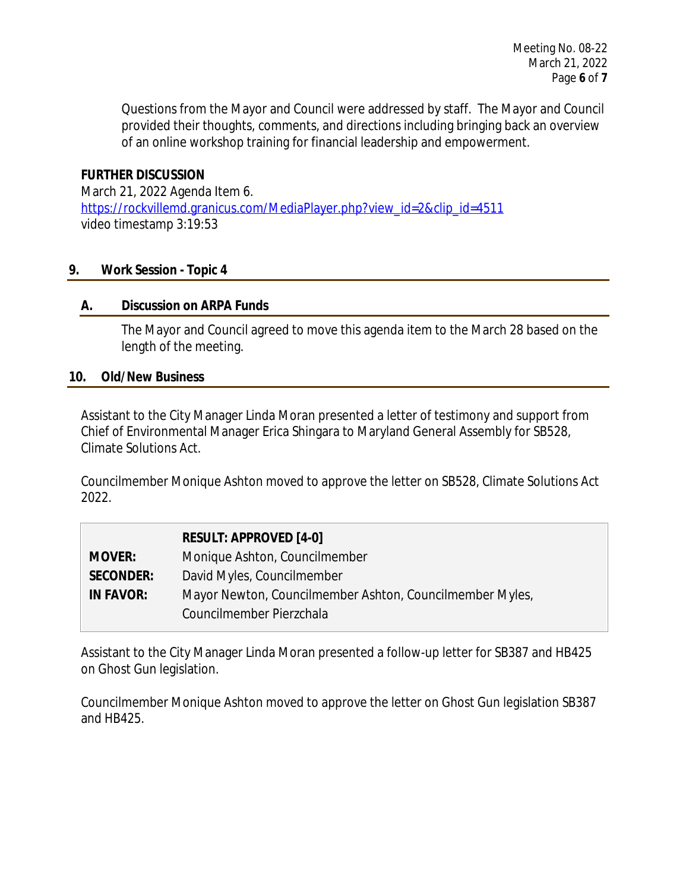Questions from the Mayor and Council were addressed by staff. The Mayor and Council provided their thoughts, comments, and directions including bringing back an overview of an online workshop training for financial leadership and empowerment.

**FURTHER DISCUSSION**
March 21, 2022 Agenda Item 6.
https://rockvillemd.granicus.com/MediaPlayer.php?view_id=2&clip_id=4511
video timestamp 3:19:53

## 9. Work Session - Topic 4

### A. Discussion on ARPA Funds

The Mayor and Council agreed to move this agenda item to the March 28 based on the length of the meeting.

## 10. Old/New Business

Assistant to the City Manager Linda Moran presented a letter of testimony and support from Chief of Environmental Manager Erica Shingara to Maryland General Assembly for SB528, Climate Solutions Act.

Councilmember Monique Ashton moved to approve the letter on SB528, Climate Solutions Act 2022.

| | **RESULT: APPROVED [4-0]** |
|---|---|
| **MOVER:** | Monique Ashton, Councilmember |
| **SECONDER:** | David Myles, Councilmember |
| **IN FAVOR:** | Mayor Newton, Councilmember Ashton, Councilmember Myles, Councilmember Pierzchala |

Assistant to the City Manager Linda Moran presented a follow-up letter for SB387 and HB425 on Ghost Gun legislation.

Councilmember Monique Ashton moved to approve the letter on Ghost Gun legislation SB387 and HB425.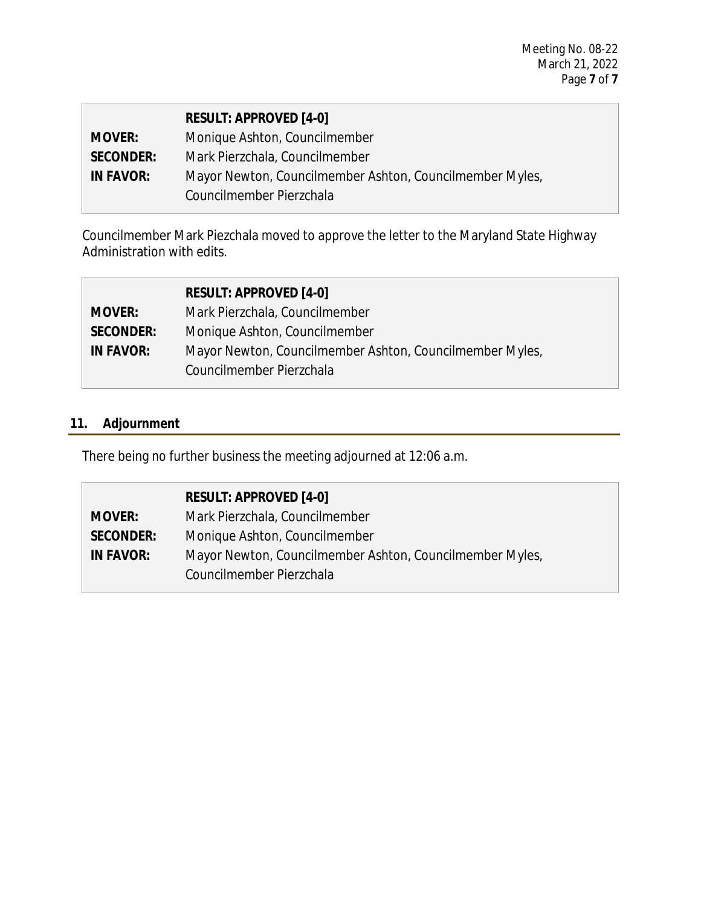| | |
|---|---|
| | **RESULT: APPROVED [4-0]** |
| **MOVER:** | Monique Ashton, Councilmember |
| **SECONDER:** | Mark Pierzchala, Councilmember |
| **IN FAVOR:** | Mayor Newton, Councilmember Ashton, Councilmember Myles, Councilmember Pierzchala |

Councilmember Mark Piezchala moved to approve the letter to the Maryland State Highway Administration with edits.

| | |
|---|---|
| | **RESULT: APPROVED [4-0]** |
| **MOVER:** | Mark Pierzchala, Councilmember |
| **SECONDER:** | Monique Ashton, Councilmember |
| **IN FAVOR:** | Mayor Newton, Councilmember Ashton, Councilmember Myles, Councilmember Pierzchala |

## 11. Adjournment

There being no further business the meeting adjourned at 12:06 a.m.

| | |
|---|---|
| | **RESULT: APPROVED [4-0]** |
| **MOVER:** | Mark Pierzchala, Councilmember |
| **SECONDER:** | Monique Ashton, Councilmember |
| **IN FAVOR:** | Mayor Newton, Councilmember Ashton, Councilmember Myles, Councilmember Pierzchala |